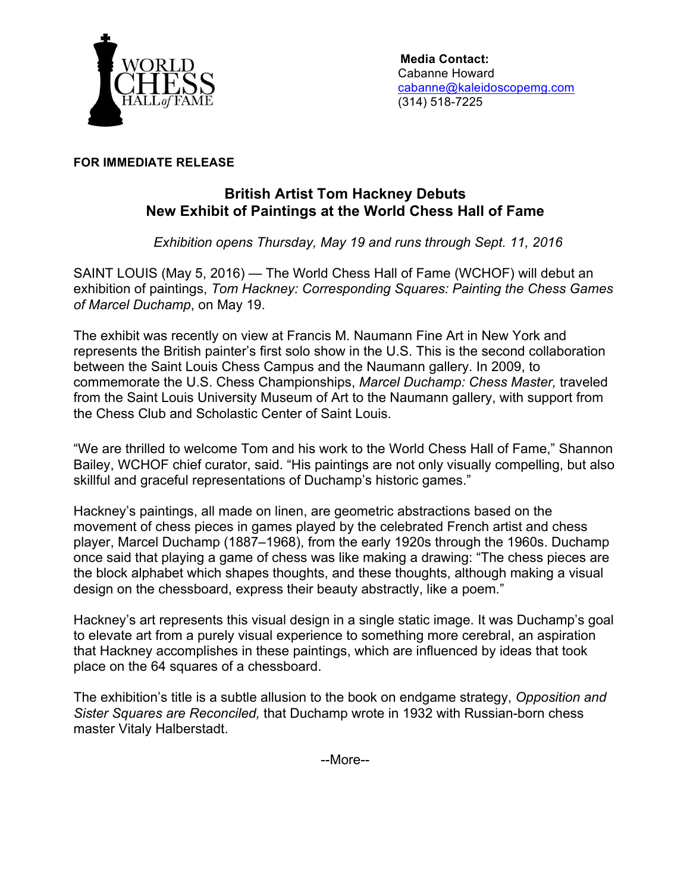WORLD CHESS HALL *of* FAME

**Media Contact:**
Cabanne Howard
cabanne@kaleidoscopemg.com
(314) 518-7225

**FOR IMMEDIATE RELEASE**

## British Artist Tom Hackney Debuts New Exhibit of Paintings at the World Chess Hall of Fame

*Exhibition opens Thursday, May 19 and runs through Sept. 11, 2016*

SAINT LOUIS (May 5, 2016) — The World Chess Hall of Fame (WCHOF) will debut an exhibition of paintings, *Tom Hackney: Corresponding Squares: Painting the Chess Games of Marcel Duchamp*, on May 19.

The exhibit was recently on view at Francis M. Naumann Fine Art in New York and represents the British painter's first solo show in the U.S. This is the second collaboration between the Saint Louis Chess Campus and the Naumann gallery. In 2009, to commemorate the U.S. Chess Championships, *Marcel Duchamp: Chess Master,* traveled from the Saint Louis University Museum of Art to the Naumann gallery, with support from the Chess Club and Scholastic Center of Saint Louis.

"We are thrilled to welcome Tom and his work to the World Chess Hall of Fame," Shannon Bailey, WCHOF chief curator, said. "His paintings are not only visually compelling, but also skillful and graceful representations of Duchamp's historic games."

Hackney's paintings, all made on linen, are geometric abstractions based on the movement of chess pieces in games played by the celebrated French artist and chess player, Marcel Duchamp (1887–1968), from the early 1920s through the 1960s. Duchamp once said that playing a game of chess was like making a drawing: "The chess pieces are the block alphabet which shapes thoughts, and these thoughts, although making a visual design on the chessboard, express their beauty abstractly, like a poem."

Hackney's art represents this visual design in a single static image. It was Duchamp's goal to elevate art from a purely visual experience to something more cerebral, an aspiration that Hackney accomplishes in these paintings, which are influenced by ideas that took place on the 64 squares of a chessboard.

The exhibition's title is a subtle allusion to the book on endgame strategy, *Opposition and Sister Squares are Reconciled,* that Duchamp wrote in 1932 with Russian-born chess master Vitaly Halberstadt.

--More--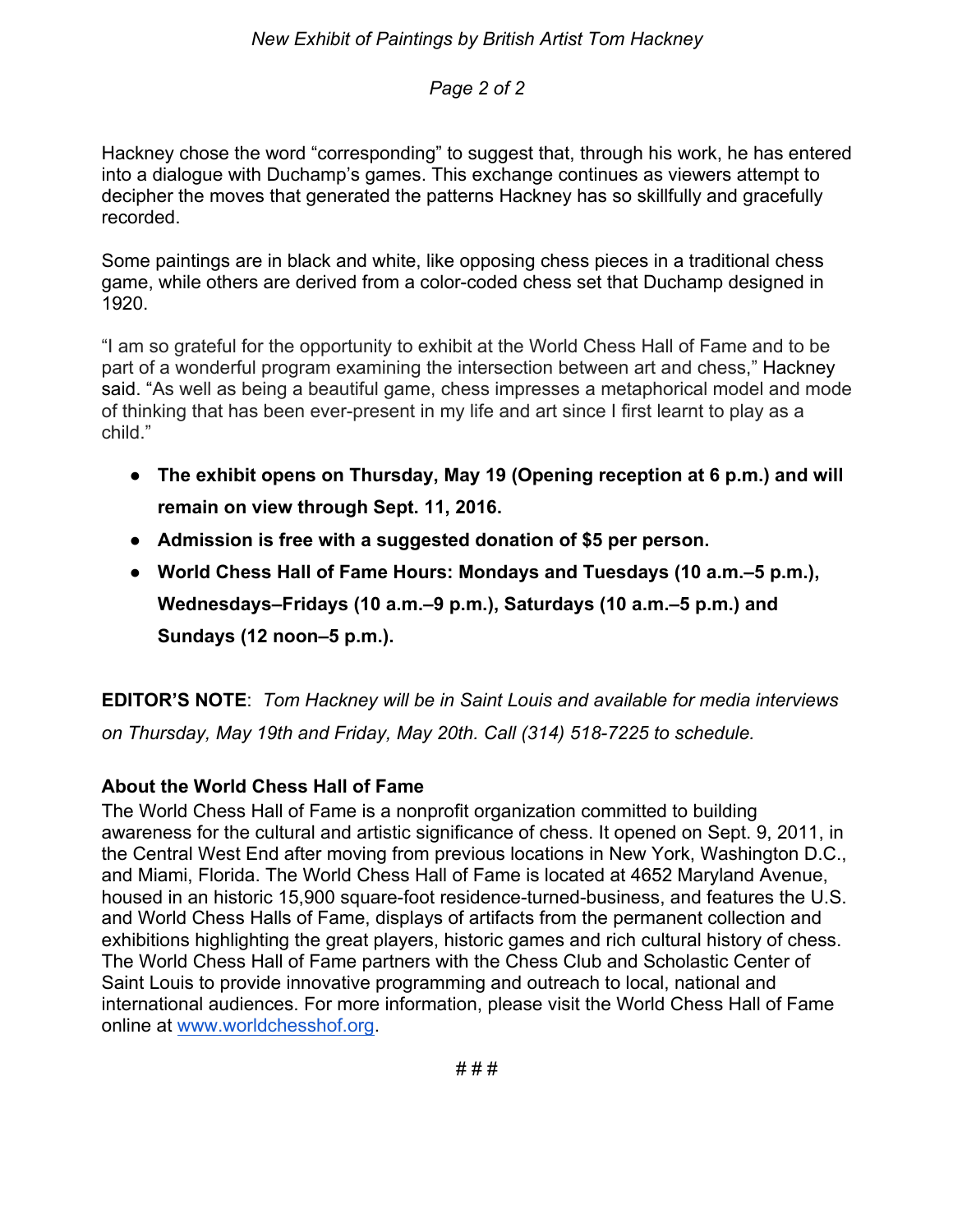Hackney chose the word "corresponding" to suggest that, through his work, he has entered into a dialogue with Duchamp's games. This exchange continues as viewers attempt to decipher the moves that generated the patterns Hackney has so skillfully and gracefully recorded.

Some paintings are in black and white, like opposing chess pieces in a traditional chess game, while others are derived from a color-coded chess set that Duchamp designed in 1920.

"I am so grateful for the opportunity to exhibit at the World Chess Hall of Fame and to be part of a wonderful program examining the intersection between art and chess," Hackney said. "As well as being a beautiful game, chess impresses a metaphorical model and mode of thinking that has been ever-present in my life and art since I first learnt to play as a child."

- **The exhibit opens on Thursday, May 19 (Opening reception at 6 p.m.) and will remain on view through Sept. 11, 2016.**
- **Admission is free with a suggested donation of $5 per person.**
- **World Chess Hall of Fame Hours: Mondays and Tuesdays (10 a.m.–5 p.m.), Wednesdays–Fridays (10 a.m.–9 p.m.), Saturdays (10 a.m.–5 p.m.) and Sundays (12 noon–5 p.m.).**

**EDITOR'S NOTE**: *Tom Hackney will be in Saint Louis and available for media interviews on Thursday, May 19th and Friday, May 20th. Call (314) 518-7225 to schedule.*

**About the World Chess Hall of Fame**

The World Chess Hall of Fame is a nonprofit organization committed to building awareness for the cultural and artistic significance of chess. It opened on Sept. 9, 2011, in the Central West End after moving from previous locations in New York, Washington D.C., and Miami, Florida. The World Chess Hall of Fame is located at 4652 Maryland Avenue, housed in an historic 15,900 square-foot residence-turned-business, and features the U.S. and World Chess Halls of Fame, displays of artifacts from the permanent collection and exhibitions highlighting the great players, historic games and rich cultural history of chess. The World Chess Hall of Fame partners with the Chess Club and Scholastic Center of Saint Louis to provide innovative programming and outreach to local, national and international audiences. For more information, please visit the World Chess Hall of Fame online at www.worldchesshof.org.

# # #